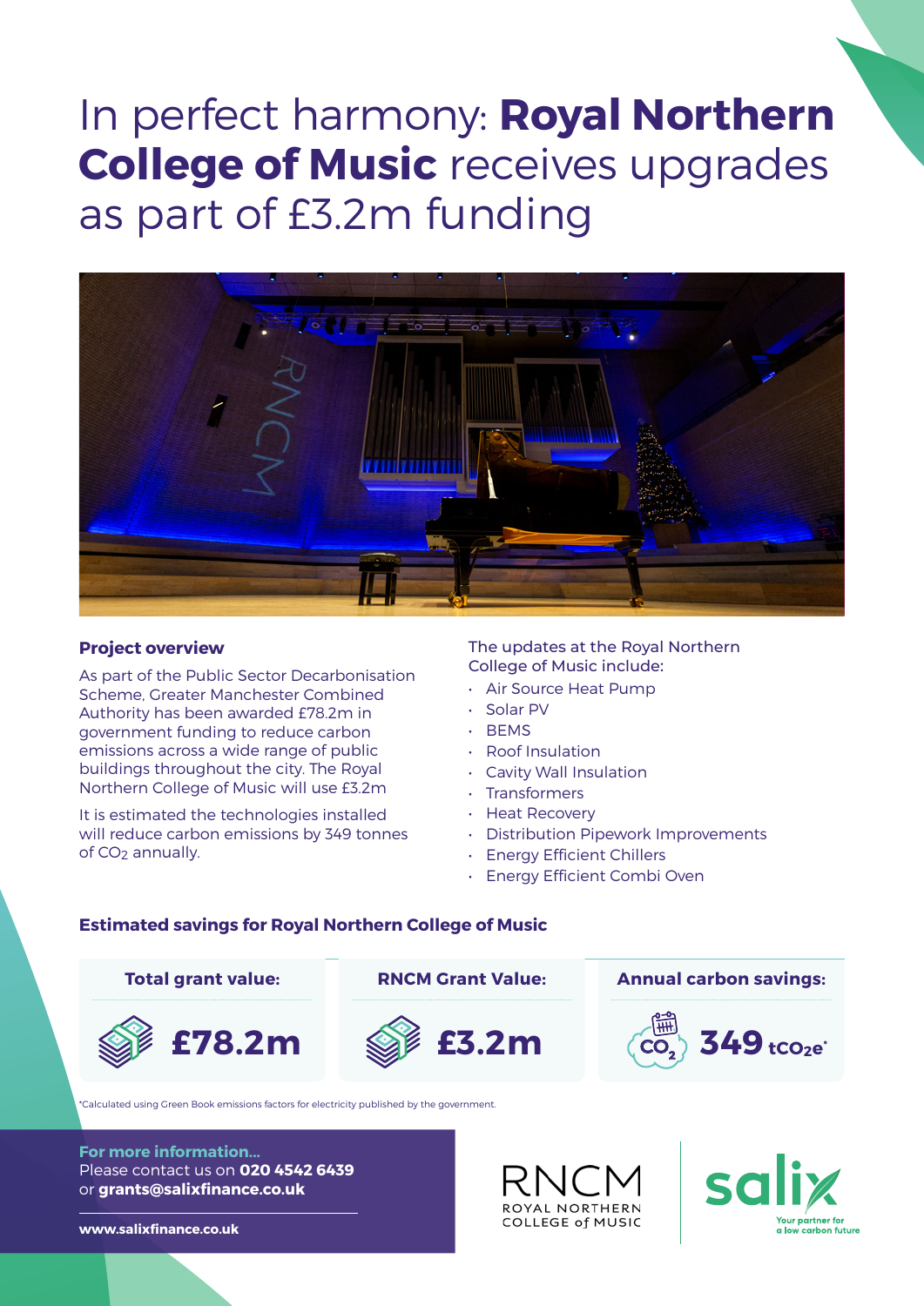# In perfect harmony: **Royal Northern College of Music** receives upgrades as part of £3.2m funding

## Project overview

As part of the Public Sector Decarbonisation Scheme, Greater Manchester Combined Authority has been awarded £78.2m in government funding to reduce carbon emissions across a wide range of public buildings throughout the city. The Royal Northern College of Music will use £3.2m

It is estimated the technologies installed will reduce carbon emissions by 349 tonnes of $CO_2$ annually.

The updates at the Royal Northern College of Music include:

- Air Source Heat Pump
- Solar PV
- BEMS
- Roof Insulation
- Cavity Wall Insulation
- Transformers
- Heat Recovery
- Distribution Pipework Improvements
- Energy Efficient Chillers
- Energy Efficient Combi Oven

## Estimated savings for Royal Northern College of Music

| Total grant value: | RNCM Grant Value: | Annual carbon savings: |
|---|---|---|
| £78.2m | £3.2m | 349 $tCO_2e$* |

*Calculated using Green Book emissions factors for electricity published by the government.

**For more information...**
Please contact us on **020 4542 6439**
or **grants@salixfinance.co.uk**

**www.salixfinance.co.uk**

RNCM ROYAL NORTHERN COLLEGE of MUSIC

salix Your partner for a low carbon future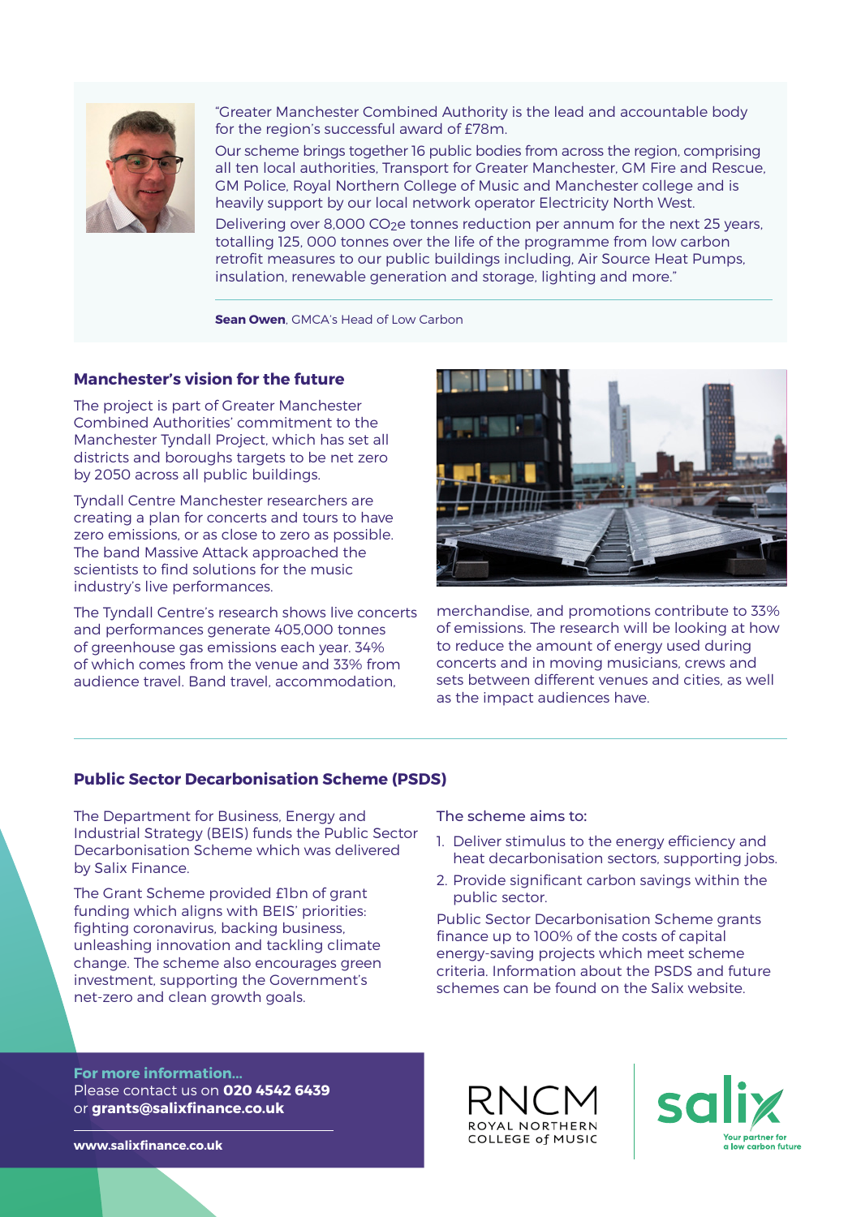"Greater Manchester Combined Authority is the lead and accountable body for the region's successful award of £78m.

Our scheme brings together 16 public bodies from across the region, comprising all ten local authorities, Transport for Greater Manchester, GM Fire and Rescue, GM Police, Royal Northern College of Music and Manchester college and is heavily support by our local network operator Electricity North West.

Delivering over 8,000 $CO_2e$ tonnes reduction per annum for the next 25 years, totalling 125, 000 tonnes over the life of the programme from low carbon retrofit measures to our public buildings including, Air Source Heat Pumps, insulation, renewable generation and storage, lighting and more."

**Sean Owen**, GMCA's Head of Low Carbon

## Manchester's vision for the future

The project is part of Greater Manchester Combined Authorities' commitment to the Manchester Tyndall Project, which has set all districts and boroughs targets to be net zero by 2050 across all public buildings.

Tyndall Centre Manchester researchers are creating a plan for concerts and tours to have zero emissions, or as close to zero as possible. The band Massive Attack approached the scientists to find solutions for the music industry's live performances.

The Tyndall Centre's research shows live concerts and performances generate 405,000 tonnes of greenhouse gas emissions each year. 34% of which comes from the venue and 33% from audience travel. Band travel, accommodation, merchandise, and promotions contribute to 33% of emissions. The research will be looking at how to reduce the amount of energy used during concerts and in moving musicians, crews and sets between different venues and cities, as well as the impact audiences have.

## Public Sector Decarbonisation Scheme (PSDS)

The Department for Business, Energy and Industrial Strategy (BEIS) funds the Public Sector Decarbonisation Scheme which was delivered by Salix Finance.

The Grant Scheme provided £1bn of grant funding which aligns with BEIS' priorities: fighting coronavirus, backing business, unleashing innovation and tackling climate change. The scheme also encourages green investment, supporting the Government's net-zero and clean growth goals.

The scheme aims to:

1. Deliver stimulus to the energy efficiency and heat decarbonisation sectors, supporting jobs.
2. Provide significant carbon savings within the public sector.

Public Sector Decarbonisation Scheme grants finance up to 100% of the costs of capital energy-saving projects which meet scheme criteria. Information about the PSDS and future schemes can be found on the Salix website.

**For more information...**
Please contact us on **020 4542 6439** or **grants@salixfinance.co.uk**

**www.salixfinance.co.uk**

RNCM ROYAL NORTHERN COLLEGE of MUSIC

salix Your partner for a low carbon future